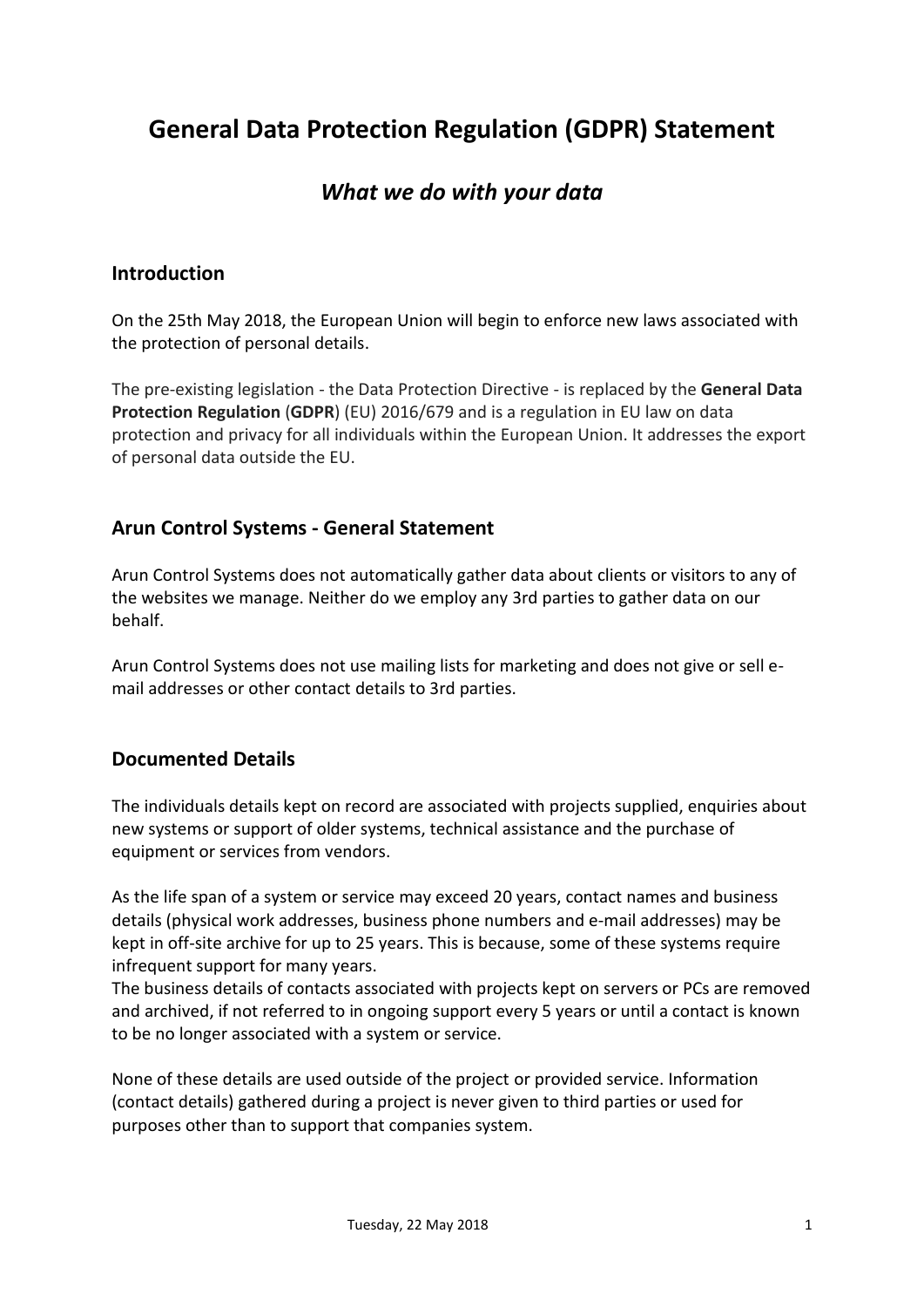# General Data Protection Regulation (GDPR) Statement

## *What we do with your data*

### Introduction

On the 25th May 2018, the European Union will begin to enforce new laws associated with the protection of personal details.

The pre-existing legislation - the Data Protection Directive - is replaced by the **General Data Protection Regulation** (**GDPR**) (EU) 2016/679 and is a regulation in EU law on data protection and privacy for all individuals within the European Union. It addresses the export of personal data outside the EU.

### Arun Control Systems - General Statement

Arun Control Systems does not automatically gather data about clients or visitors to any of the websites we manage. Neither do we employ any 3rd parties to gather data on our behalf.

Arun Control Systems does not use mailing lists for marketing and does not give or sell e-mail addresses or other contact details to 3rd parties.

### Documented Details

The individuals details kept on record are associated with projects supplied, enquiries about new systems or support of older systems, technical assistance and the purchase of equipment or services from vendors.

As the life span of a system or service may exceed 20 years, contact names and business details (physical work addresses, business phone numbers and e-mail addresses) may be kept in off-site archive for up to 25 years. This is because, some of these systems require infrequent support for many years.
The business details of contacts associated with projects kept on servers or PCs are removed and archived, if not referred to in ongoing support every 5 years or until a contact is known to be no longer associated with a system or service.

None of these details are used outside of the project or provided service. Information (contact details) gathered during a project is never given to third parties or used for purposes other than to support that companies system.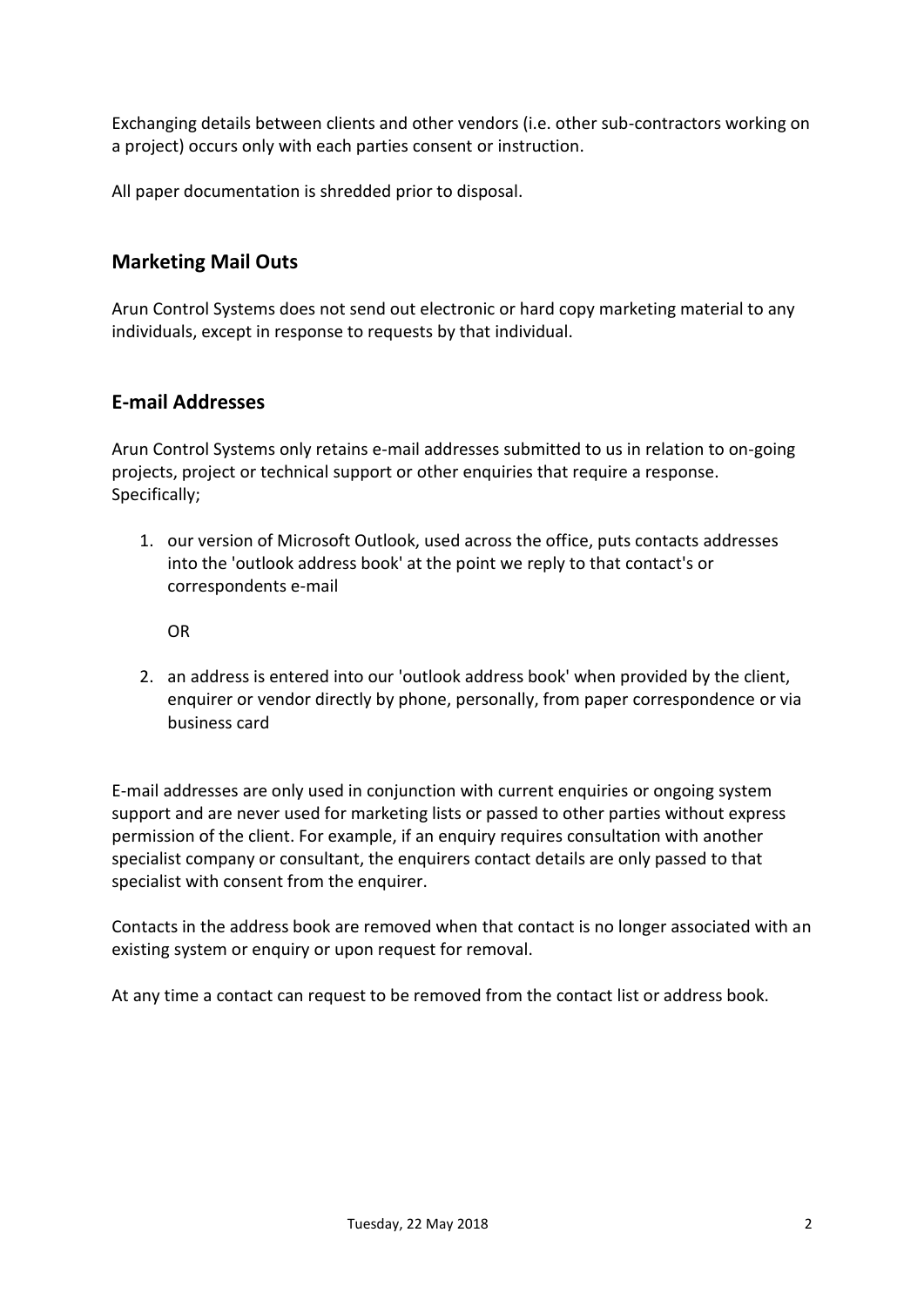Exchanging details between clients and other vendors (i.e. other sub-contractors working on a project) occurs only with each parties consent or instruction.

All paper documentation is shredded prior to disposal.

## Marketing Mail Outs

Arun Control Systems does not send out electronic or hard copy marketing material to any individuals, except in response to requests by that individual.

## E-mail Addresses

Arun Control Systems only retains e-mail addresses submitted to us in relation to on-going projects, project or technical support or other enquiries that require a response. Specifically;

1. our version of Microsoft Outlook, used across the office, puts contacts addresses into the 'outlook address book' at the point we reply to that contact's or correspondents e-mail

   OR

2. an address is entered into our 'outlook address book' when provided by the client, enquirer or vendor directly by phone, personally, from paper correspondence or via business card

E-mail addresses are only used in conjunction with current enquiries or ongoing system support and are never used for marketing lists or passed to other parties without express permission of the client. For example, if an enquiry requires consultation with another specialist company or consultant, the enquirers contact details are only passed to that specialist with consent from the enquirer.

Contacts in the address book are removed when that contact is no longer associated with an existing system or enquiry or upon request for removal.

At any time a contact can request to be removed from the contact list or address book.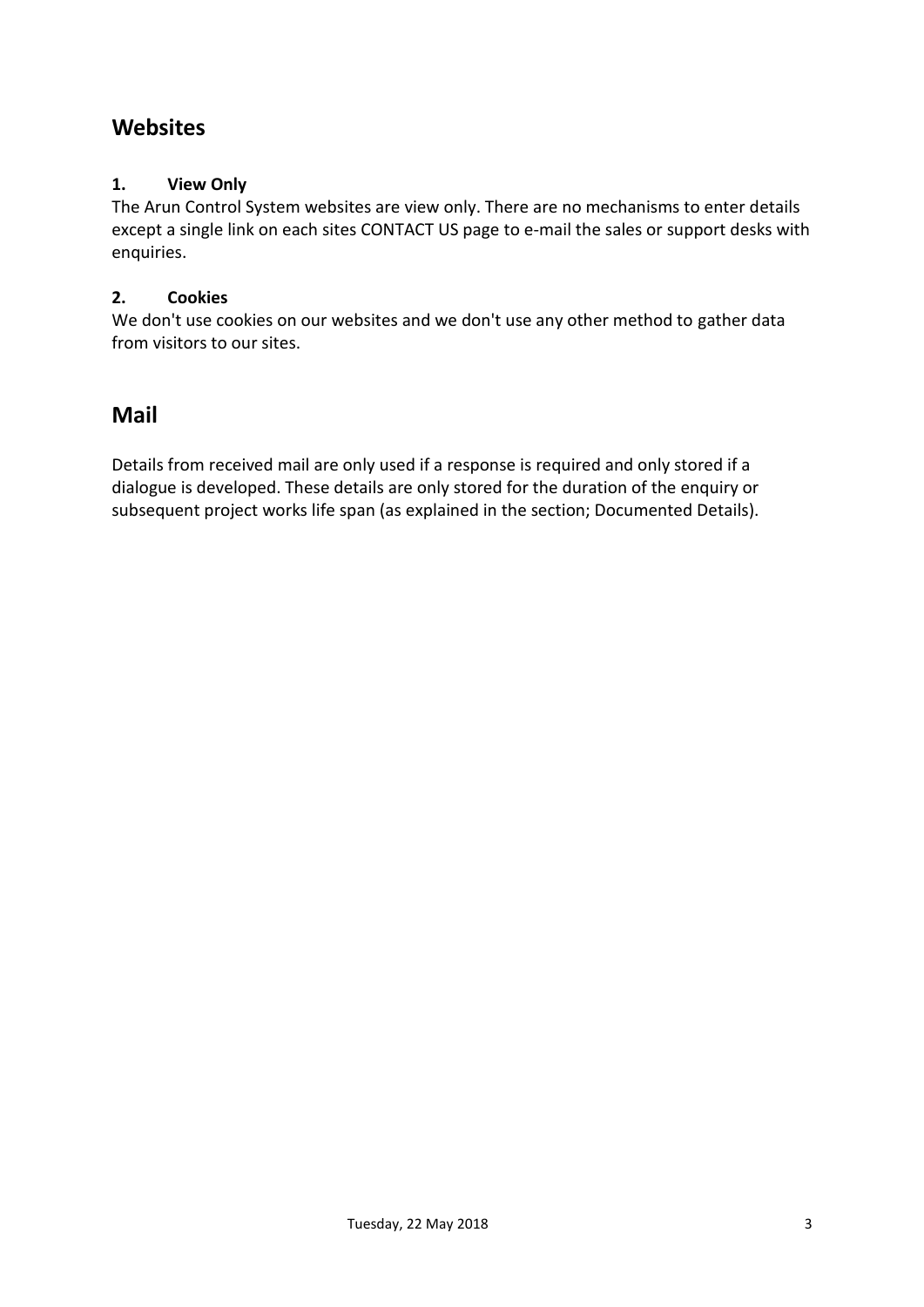## Websites

### 1. View Only

The Arun Control System websites are view only. There are no mechanisms to enter details except a single link on each sites CONTACT US page to e-mail the sales or support desks with enquiries.

### 2. Cookies

We don't use cookies on our websites and we don't use any other method to gather data from visitors to our sites.

## Mail

Details from received mail are only used if a response is required and only stored if a dialogue is developed. These details are only stored for the duration of the enquiry or subsequent project works life span (as explained in the section; Documented Details).